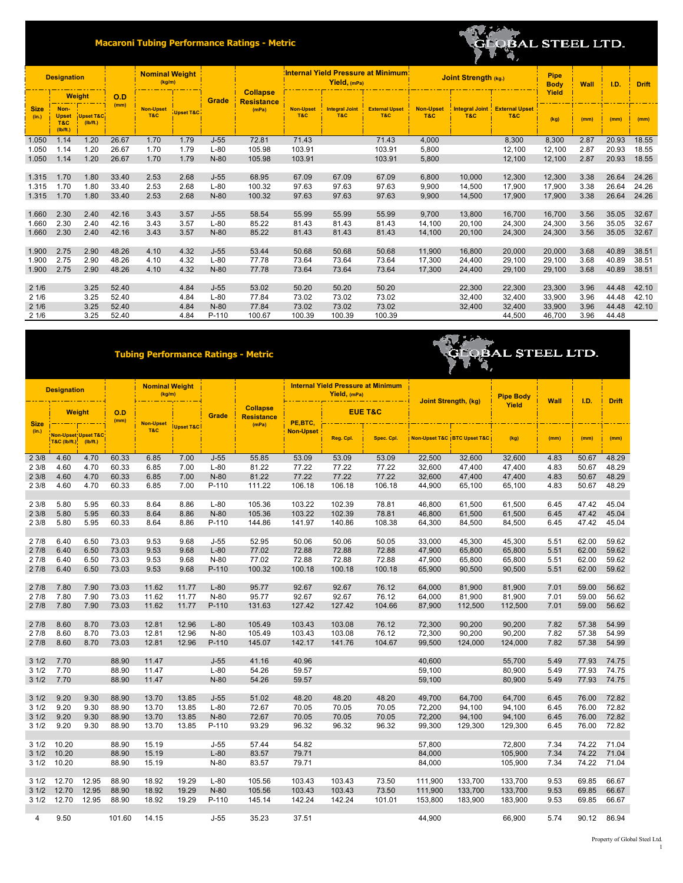## Macaroni Tubing Performance Ratings - Metric

GLOBAL STEEL LTD.

| Designation | | | O.D (mm) | Nominal Weight (kg/m) | | Grade | Collapse Resistance (mPa) | Internal Yield Pressure at Minimum Yield, (mPa) | | | Joint Strength (kg.) | | | Pipe Body Yield | Wall | I.D. | Drift |
|---|---|---|---|---|---|---|---|---|---|---|---|---|---|---|---|---|---|
| Size (in.) | Weight | | | Non-Upset T&C | Upset T&C | | | Non-Upset T&C | Integral Joint T&C | External Upset T&C | Non-Upset T&C | Integral Joint T&C | External Upset T&C | (kg) | (mm) | (mm) | (mm) |
| | Non-Upset T&C (lb/ft.) | Upset T&C (lb/ft.) | | | | | | | | | | | | | | | |
| 1.050 | 1.14 | 1.20 | 26.67 | 1.70 | 1.79 | J-55 | 72.81 | 71.43 | | 71.43 | 4,000 | | 8,300 | 8,300 | 2.87 | 20.93 | 18.55 |
| 1.050 | 1.14 | 1.20 | 26.67 | 1.70 | 1.79 | L-80 | 105.98 | 103.91 | | 103.91 | 5,800 | | 12,100 | 12,100 | 2.87 | 20.93 | 18.55 |
| 1.050 | 1.14 | 1.20 | 26.67 | 1.70 | 1.79 | N-80 | 105.98 | 103.91 | | 103.91 | 5,800 | | 12,100 | 12,100 | 2.87 | 20.93 | 18.55 |
| 1.315 | 1.70 | 1.80 | 33.40 | 2.53 | 2.68 | J-55 | 68.95 | 67.09 | 67.09 | 67.09 | 6,800 | 10,000 | 12,300 | 12,300 | 3.38 | 26.64 | 24.26 |
| 1.315 | 1.70 | 1.80 | 33.40 | 2.53 | 2.68 | L-80 | 100.32 | 97.63 | 97.63 | 97.63 | 9,900 | 14,500 | 17,900 | 17,900 | 3.38 | 26.64 | 24.26 |
| 1.315 | 1.70 | 1.80 | 33.40 | 2.53 | 2.68 | N-80 | 100.32 | 97.63 | 97.63 | 97.63 | 9,900 | 14,500 | 17,900 | 17,900 | 3.38 | 26.64 | 24.26 |
| 1.660 | 2.30 | 2.40 | 42.16 | 3.43 | 3.57 | J-55 | 58.54 | 55.99 | 55.99 | 55.99 | 9,700 | 13,800 | 16,700 | 16,700 | 3.56 | 35.05 | 32.67 |
| 1.660 | 2.30 | 2.40 | 42.16 | 3.43 | 3.57 | L-80 | 85.22 | 81.43 | 81.43 | 81.43 | 14,100 | 20,100 | 24,300 | 24,300 | 3.56 | 35.05 | 32.67 |
| 1.660 | 2.30 | 2.40 | 42.16 | 3.43 | 3.57 | N-80 | 85.22 | 81.43 | 81.43 | 81.43 | 14,100 | 20,100 | 24,300 | 24,300 | 3.56 | 35.05 | 32.67 |
| 1.900 | 2.75 | 2.90 | 48.26 | 4.10 | 4.32 | J-55 | 53.44 | 50.68 | 50.68 | 50.68 | 11,900 | 16,800 | 20,000 | 20,000 | 3.68 | 40.89 | 38.51 |
| 1.900 | 2.75 | 2.90 | 48.26 | 4.10 | 4.32 | L-80 | 77.78 | 73.64 | 73.64 | 73.64 | 17,300 | 24,400 | 29,100 | 29,100 | 3.68 | 40.89 | 38.51 |
| 1.900 | 2.75 | 2.90 | 48.26 | 4.10 | 4.32 | N-80 | 77.78 | 73.64 | 73.64 | 73.64 | 17,300 | 24,400 | 29,100 | 29,100 | 3.68 | 40.89 | 38.51 |
| 2 1/6 | | 3.25 | 52.40 | | 4.84 | J-55 | 53.02 | 50.20 | 50.20 | 50.20 | | 22,300 | 22,300 | 23,300 | 3.96 | 44.48 | 42.10 |
| 2 1/6 | | 3.25 | 52.40 | | 4.84 | L-80 | 77.84 | 73.02 | 73.02 | 73.02 | | 32,400 | 32,400 | 33,900 | 3.96 | 44.48 | 42.10 |
| 2 1/6 | | 3.25 | 52.40 | | 4.84 | N-80 | 77.84 | 73.02 | 73.02 | 73.02 | | 32,400 | 32,400 | 33,900 | 3.96 | 44.48 | 42.10 |
| 2 1/6 | | 3.25 | 52.40 | | 4.84 | P-110 | 100.67 | 100.39 | 100.39 | 100.39 | | | 44,500 | 46,700 | 3.96 | 44.48 | |

## Tubing Performance Ratings - Metric

GLOBAL STEEL LTD.

| Designation | | | O.D (mm) | Nominal Weight (kg/m) | | Grade | Collapse Resistance (mPa) | Internal Yield Pressure at Minimum Yield, (mPa) | | | Joint Strength, (kg) | | Pipe Body Yield | Wall | I.D. | Drift |
|---|---|---|---|---|---|---|---|---|---|---|---|---|---|---|---|---|
| Size (in.) | Weight | | | Non-Upset T&C | Upset T&C | | | PE,BTC, Non-Upset | EUE T&C | | Non-Upset T&C | BTC Upset T&C | (kg) | (mm) | (mm) | (mm) |
| | Non-Upset T&C (lb/ft.) | Upset T&C (lb/ft.) | | | | | | | Reg. Cpl. | Spec. Cpl. | | | | | | |
| 2 3/8 | 4.60 | 4.70 | 60.33 | 6.85 | 7.00 | J-55 | 55.85 | 53.09 | 53.09 | 53.09 | 22,500 | 32,600 | 32,600 | 4.83 | 50.67 | 48.29 |
| 2 3/8 | 4.60 | 4.70 | 60.33 | 6.85 | 7.00 | L-80 | 81.22 | 77.22 | 77.22 | 77.22 | 32,600 | 47,400 | 47,400 | 4.83 | 50.67 | 48.29 |
| 2 3/8 | 4.60 | 4.70 | 60.33 | 6.85 | 7.00 | N-80 | 81.22 | 77.22 | 77.22 | 77.22 | 32,600 | 47,400 | 47,400 | 4.83 | 50.67 | 48.29 |
| 2 3/8 | 4.60 | 4.70 | 60.33 | 6.85 | 7.00 | P-110 | 111.22 | 106.18 | 106.18 | 106.18 | 44,900 | 65,100 | 65,100 | 4.83 | 50.67 | 48.29 |
| 2 3/8 | 5.80 | 5.95 | 60.33 | 8.64 | 8.86 | L-80 | 105.36 | 103.22 | 102.39 | 78.81 | 46,800 | 61,500 | 61,500 | 6.45 | 47.42 | 45.04 |
| 2 3/8 | 5.80 | 5.95 | 60.33 | 8.64 | 8.86 | N-80 | 105.36 | 103.22 | 102.39 | 78.81 | 46,800 | 61,500 | 61,500 | 6.45 | 47.42 | 45.04 |
| 2 3/8 | 5.80 | 5.95 | 60.33 | 8.64 | 8.86 | P-110 | 144.86 | 141.97 | 140.86 | 108.38 | 64,300 | 84,500 | 84,500 | 6.45 | 47.42 | 45.04 |
| 2 7/8 | 6.40 | 6.50 | 73.03 | 9.53 | 9.68 | J-55 | 52.95 | 50.06 | 50.06 | 50.05 | 33,000 | 45,300 | 45,300 | 5.51 | 62.00 | 59.62 |
| 2 7/8 | 6.40 | 6.50 | 73.03 | 9.53 | 9.68 | L-80 | 77.02 | 72.88 | 72.88 | 72.88 | 47,900 | 65,800 | 65,800 | 5.51 | 62.00 | 59.62 |
| 2 7/8 | 6.40 | 6.50 | 73.03 | 9.53 | 9.68 | N-80 | 77.02 | 72.88 | 72.88 | 72.88 | 47,900 | 65,800 | 65,800 | 5.51 | 62.00 | 59.62 |
| 2 7/8 | 6.40 | 6.50 | 73.03 | 9.53 | 9.68 | P-110 | 100.32 | 100.18 | 100.18 | 100.18 | 65,900 | 90,500 | 90,500 | 5.51 | 62.00 | 59.62 |
| 2 7/8 | 7.80 | 7.90 | 73.03 | 11.62 | 11.77 | L-80 | 95.77 | 92.67 | 92.67 | 76.12 | 64,000 | 81,900 | 81,900 | 7.01 | 59.00 | 56.62 |
| 2 7/8 | 7.80 | 7.90 | 73.03 | 11.62 | 11.77 | N-80 | 95.77 | 92.67 | 92.67 | 76.12 | 64,000 | 81,900 | 81,900 | 7.01 | 59.00 | 56.62 |
| 2 7/8 | 7.80 | 7.90 | 73.03 | 11.62 | 11.77 | P-110 | 131.63 | 127.42 | 127.42 | 104.66 | 87,900 | 112,500 | 112,500 | 7.01 | 59.00 | 56.62 |
| 2 7/8 | 8.60 | 8.70 | 73.03 | 12.81 | 12.96 | L-80 | 105.49 | 103.43 | 103.08 | 76.12 | 72,300 | 90,200 | 90,200 | 7.82 | 57.38 | 54.99 |
| 2 7/8 | 8.60 | 8.70 | 73.03 | 12.81 | 12.96 | N-80 | 105.49 | 103.43 | 103.08 | 76.12 | 72,300 | 90,200 | 90,200 | 7.82 | 57.38 | 54.99 |
| 2 7/8 | 8.60 | 8.70 | 73.03 | 12.81 | 12.96 | P-110 | 145.07 | 142.17 | 141.76 | 104.67 | 99,500 | 124,000 | 124,000 | 7.82 | 57.38 | 54.99 |
| 3 1/2 | 7.70 | | 88.90 | 11.47 | | J-55 | 41.16 | 40.96 | | | 40,600 | | 55,700 | 5.49 | 77.93 | 74.75 |
| 3 1/2 | 7.70 | | 88.90 | 11.47 | | L-80 | 54.26 | 59.57 | | | 59,100 | | 80,900 | 5.49 | 77.93 | 74.75 |
| 3 1/2 | 7.70 | | 88.90 | 11.47 | | N-80 | 54.26 | 59.57 | | | 59,100 | | 80,900 | 5.49 | 77.93 | 74.75 |
| 3 1/2 | 9.20 | 9.30 | 88.90 | 13.70 | 13.85 | J-55 | 51.02 | 48.20 | 48.20 | 48.20 | 49,700 | 64,700 | 64,700 | 6.45 | 76.00 | 72.82 |
| 3 1/2 | 9.20 | 9.30 | 88.90 | 13.70 | 13.85 | L-80 | 72.67 | 70.05 | 70.05 | 70.05 | 72,200 | 94,100 | 94,100 | 6.45 | 76.00 | 72.82 |
| 3 1/2 | 9.20 | 9.30 | 88.90 | 13.70 | 13.85 | N-80 | 72.67 | 70.05 | 70.05 | 70.05 | 72,200 | 94,100 | 94,100 | 6.45 | 76.00 | 72.82 |
| 3 1/2 | 9.20 | 9.30 | 88.90 | 13.70 | 13.85 | P-110 | 93.29 | 96.32 | 96.32 | 96.32 | 99,300 | 129,300 | 129,300 | 6.45 | 76.00 | 72.82 |
| 3 1/2 | 10.20 | | 88.90 | 15.19 | | J-55 | 57.44 | 54.82 | | | 57,800 | | 72,800 | 7.34 | 74.22 | 71.04 |
| 3 1/2 | 10.20 | | 88.90 | 15.19 | | L-80 | 83.57 | 79.71 | | | 84,000 | | 105,900 | 7.34 | 74.22 | 71.04 |
| 3 1/2 | 10.20 | | 88.90 | 15.19 | | N-80 | 83.57 | 79.71 | | | 84,000 | | 105,900 | 7.34 | 74.22 | 71.04 |
| 3 1/2 | 12.70 | 12.95 | 88.90 | 18.92 | 19.29 | L-80 | 105.56 | 103.43 | 103.43 | 73.50 | 111,900 | 133,700 | 133,700 | 9.53 | 69.85 | 66.67 |
| 3 1/2 | 12.70 | 12.95 | 88.90 | 18.92 | 19.29 | N-80 | 105.56 | 103.43 | 103.43 | 73.50 | 111,900 | 133,700 | 133,700 | 9.53 | 69.85 | 66.67 |
| 3 1/2 | 12.70 | 12.95 | 88.90 | 18.92 | 19.29 | P-110 | 145.14 | 142.24 | 142.24 | 101.01 | 153,800 | 183,900 | 183,900 | 9.53 | 69.85 | 66.67 |
| 4 | 9.50 | | 101.60 | 14.15 | | J-55 | 35.23 | 37.51 | | | 44,900 | | 66,900 | 5.74 | 90.12 | 86.94 |

Property of Global Steel Ltd.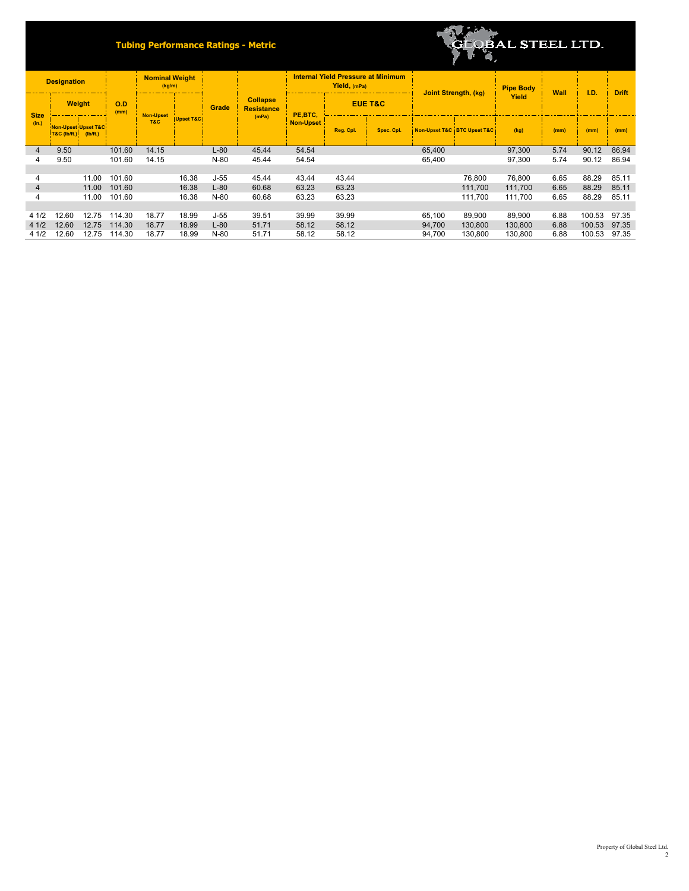## Tubing Performance Ratings - Metric

GLOBAL STEEL LTD.

| Designation | | | | Nominal Weight (kg/m) | | Grade | Collapse Resistance (mPa) | Internal Yield Pressure at Minimum Yield, (mPa) | | | Joint Strength, (kg) | | Pipe Body Yield | Wall | I.D. | Drift |
|---|---|---|---|---|---|---|---|---|---|---|---|---|---|---|---|---|
| Size (in.) | Weight | | O.D (mm) | Non-Upset T&C | Upset T&C | | | PE,BTC, Non-Upset | EUE T&C | | | | | | | |
| | Non-Upset T&C (lb/ft.) | Upset T&C (lb/ft.) | | | | | | | Reg. Cpl. | Spec. Cpl. | Non-Upset T&C | BTC Upset T&C | (kg) | (mm) | (mm) | (mm) |
| 4 | 9.50 | | 101.60 | 14.15 | | L-80 | 45.44 | 54.54 | | | 65,400 | | 97,300 | 5.74 | 90.12 | 86.94 |
| 4 | 9.50 | | 101.60 | 14.15 | | N-80 | 45.44 | 54.54 | | | 65,400 | | 97,300 | 5.74 | 90.12 | 86.94 |
| | | | | | | | | | | | | | | | | |
| 4 | | 11.00 | 101.60 | | 16.38 | J-55 | 45.44 | 43.44 | 43.44 | | | 76,800 | 76,800 | 6.65 | 88.29 | 85.11 |
| 4 | | 11.00 | 101.60 | | 16.38 | L-80 | 60.68 | 63.23 | 63.23 | | | 111,700 | 111,700 | 6.65 | 88.29 | 85.11 |
| 4 | | 11.00 | 101.60 | | 16.38 | N-80 | 60.68 | 63.23 | 63.23 | | | 111,700 | 111,700 | 6.65 | 88.29 | 85.11 |
| | | | | | | | | | | | | | | | | |
| 4 1/2 | 12.60 | 12.75 | 114.30 | 18.77 | 18.99 | J-55 | 39.51 | 39.99 | 39.99 | | 65,100 | 89,900 | 89,900 | 6.88 | 100.53 | 97.35 |
| 4 1/2 | 12.60 | 12.75 | 114.30 | 18.77 | 18.99 | L-80 | 51.71 | 58.12 | 58.12 | | 94,700 | 130,800 | 130,800 | 6.88 | 100.53 | 97.35 |
| 4 1/2 | 12.60 | 12.75 | 114.30 | 18.77 | 18.99 | N-80 | 51.71 | 58.12 | 58.12 | | 94,700 | 130,800 | 130,800 | 6.88 | 100.53 | 97.35 |

Property of Global Steel Ltd.